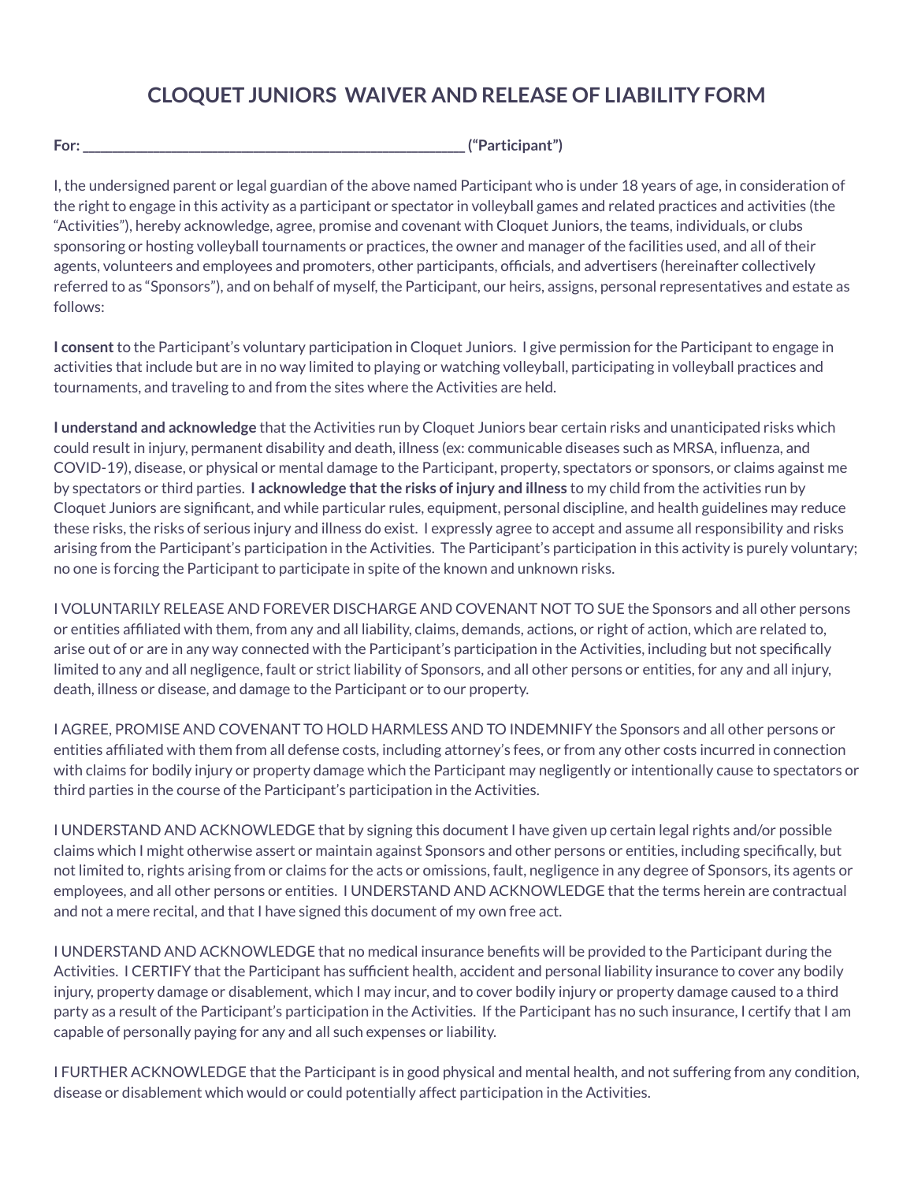# CLOQUET JUNIORS WAIVER AND RELEASE OF LIABILITY FORM

**For: _______________________________________________________ ("Participant")**

I, the undersigned parent or legal guardian of the above named Participant who is under 18 years of age, in consideration of the right to engage in this activity as a participant or spectator in volleyball games and related practices and activities (the "Activities"), hereby acknowledge, agree, promise and covenant with Cloquet Juniors, the teams, individuals, or clubs sponsoring or hosting volleyball tournaments or practices, the owner and manager of the facilities used, and all of their agents, volunteers and employees and promoters, other participants, officials, and advertisers (hereinafter collectively referred to as "Sponsors"), and on behalf of myself, the Participant, our heirs, assigns, personal representatives and estate as follows:

**I consent** to the Participant's voluntary participation in Cloquet Juniors. I give permission for the Participant to engage in activities that include but are in no way limited to playing or watching volleyball, participating in volleyball practices and tournaments, and traveling to and from the sites where the Activities are held.

**I understand and acknowledge** that the Activities run by Cloquet Juniors bear certain risks and unanticipated risks which could result in injury, permanent disability and death, illness (ex: communicable diseases such as MRSA, influenza, and COVID-19), disease, or physical or mental damage to the Participant, property, spectators or sponsors, or claims against me by spectators or third parties. **I acknowledge that the risks of injury and illness** to my child from the activities run by Cloquet Juniors are significant, and while particular rules, equipment, personal discipline, and health guidelines may reduce these risks, the risks of serious injury and illness do exist. I expressly agree to accept and assume all responsibility and risks arising from the Participant's participation in the Activities. The Participant's participation in this activity is purely voluntary; no one is forcing the Participant to participate in spite of the known and unknown risks.

I VOLUNTARILY RELEASE AND FOREVER DISCHARGE AND COVENANT NOT TO SUE the Sponsors and all other persons or entities affiliated with them, from any and all liability, claims, demands, actions, or right of action, which are related to, arise out of or are in any way connected with the Participant's participation in the Activities, including but not specifically limited to any and all negligence, fault or strict liability of Sponsors, and all other persons or entities, for any and all injury, death, illness or disease, and damage to the Participant or to our property.

I AGREE, PROMISE AND COVENANT TO HOLD HARMLESS AND TO INDEMNIFY the Sponsors and all other persons or entities affiliated with them from all defense costs, including attorney's fees, or from any other costs incurred in connection with claims for bodily injury or property damage which the Participant may negligently or intentionally cause to spectators or third parties in the course of the Participant's participation in the Activities.

I UNDERSTAND AND ACKNOWLEDGE that by signing this document I have given up certain legal rights and/or possible claims which I might otherwise assert or maintain against Sponsors and other persons or entities, including specifically, but not limited to, rights arising from or claims for the acts or omissions, fault, negligence in any degree of Sponsors, its agents or employees, and all other persons or entities. I UNDERSTAND AND ACKNOWLEDGE that the terms herein are contractual and not a mere recital, and that I have signed this document of my own free act.

I UNDERSTAND AND ACKNOWLEDGE that no medical insurance benefits will be provided to the Participant during the Activities. I CERTIFY that the Participant has sufficient health, accident and personal liability insurance to cover any bodily injury, property damage or disablement, which I may incur, and to cover bodily injury or property damage caused to a third party as a result of the Participant's participation in the Activities. If the Participant has no such insurance, I certify that I am capable of personally paying for any and all such expenses or liability.

I FURTHER ACKNOWLEDGE that the Participant is in good physical and mental health, and not suffering from any condition, disease or disablement which would or could potentially affect participation in the Activities.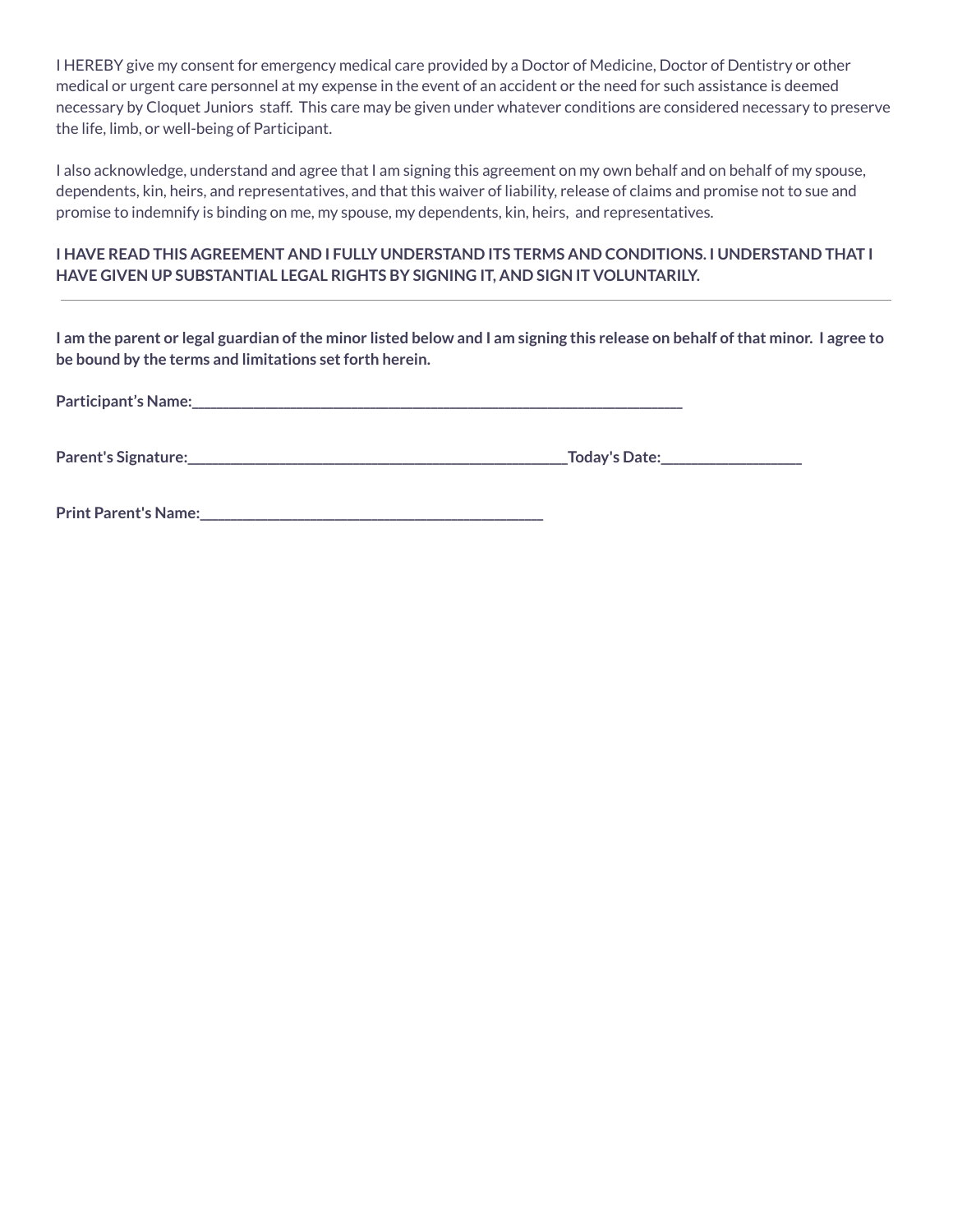I HEREBY give my consent for emergency medical care provided by a Doctor of Medicine, Doctor of Dentistry or other medical or urgent care personnel at my expense in the event of an accident or the need for such assistance is deemed necessary by Cloquet Juniors staff. This care may be given under whatever conditions are considered necessary to preserve the life, limb, or well-being of Participant.

I also acknowledge, understand and agree that I am signing this agreement on my own behalf and on behalf of my spouse, dependents, kin, heirs, and representatives, and that this waiver of liability, release of claims and promise not to sue and promise to indemnify is binding on me, my spouse, my dependents, kin, heirs, and representatives.

**I HAVE READ THIS AGREEMENT AND I FULLY UNDERSTAND ITS TERMS AND CONDITIONS. I UNDERSTAND THAT I HAVE GIVEN UP SUBSTANTIAL LEGAL RIGHTS BY SIGNING IT, AND SIGN IT VOLUNTARILY.**

---

**I am the parent or legal guardian of the minor listed below and I am signing this release on behalf of that minor. I agree to be bound by the terms and limitations set forth herein.**

**Participant's Name:________________________________________________________________**

**Parent's Signature:____________________________________________________Today's Date:___________________**

**Print Parent's Name:_______________________________________________**